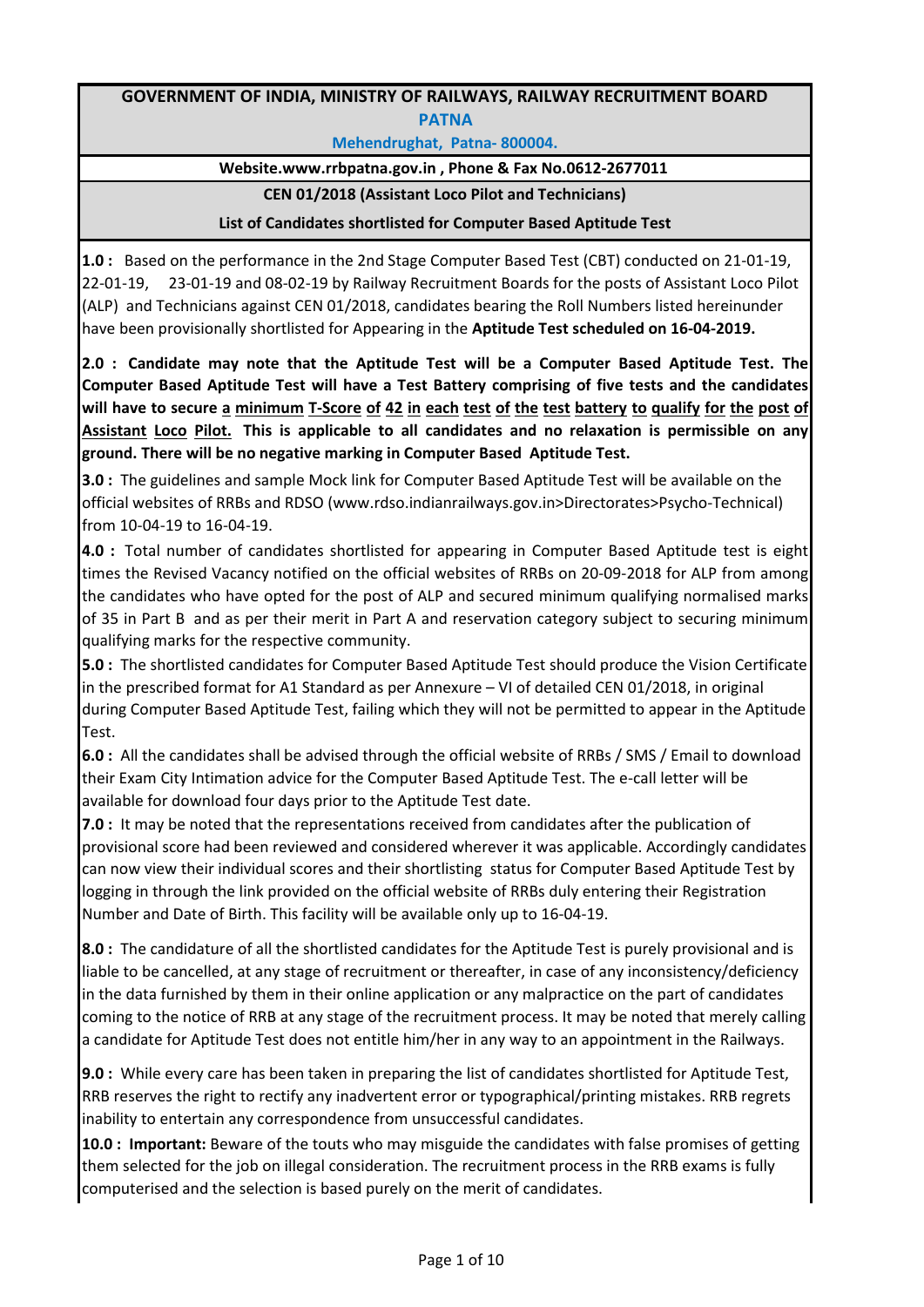# GOVERNMENT OF INDIA, MINISTRY OF RAILWAYS, RAILWAY RECRUITMENT BOARD

## PATNA

**Mehendrughat, Patna- 800004.**

**Website.www.rrbpatna.gov.in , Phone & Fax No.0612-2677011**

**CEN 01/2018 (Assistant Loco Pilot and Technicians)**

**List of Candidates shortlisted for Computer Based Aptitude Test**

**1.0 :** Based on the performance in the 2nd Stage Computer Based Test (CBT) conducted on 21-01-19, 22-01-19, 23-01-19 and 08-02-19 by Railway Recruitment Boards for the posts of Assistant Loco Pilot (ALP) and Technicians against CEN 01/2018, candidates bearing the Roll Numbers listed hereinunder have been provisionally shortlisted for Appearing in the **Aptitude Test scheduled on 16-04-2019.**

**2.0 : Candidate may note that the Aptitude Test will be a Computer Based Aptitude Test. The Computer Based Aptitude Test will have a Test Battery comprising of five tests and the candidates will have to secure a minimum T-Score of 42 in each test of the test battery to qualify for the post of Assistant Loco Pilot. This is applicable to all candidates and no relaxation is permissible on any ground. There will be no negative marking in Computer Based Aptitude Test.**

**3.0 :** The guidelines and sample Mock link for Computer Based Aptitude Test will be available on the official websites of RRBs and RDSO (www.rdso.indianrailways.gov.in>Directorates>Psycho-Technical) from 10-04-19 to 16-04-19.

**4.0 :** Total number of candidates shortlisted for appearing in Computer Based Aptitude test is eight times the Revised Vacancy notified on the official websites of RRBs on 20-09-2018 for ALP from among the candidates who have opted for the post of ALP and secured minimum qualifying normalised marks of 35 in Part B and as per their merit in Part A and reservation category subject to securing minimum qualifying marks for the respective community.

**5.0 :** The shortlisted candidates for Computer Based Aptitude Test should produce the Vision Certificate in the prescribed format for A1 Standard as per Annexure – VI of detailed CEN 01/2018, in original during Computer Based Aptitude Test, failing which they will not be permitted to appear in the Aptitude Test.

**6.0 :** All the candidates shall be advised through the official website of RRBs / SMS / Email to download their Exam City Intimation advice for the Computer Based Aptitude Test. The e-call letter will be available for download four days prior to the Aptitude Test date.

**7.0 :** It may be noted that the representations received from candidates after the publication of provisional score had been reviewed and considered wherever it was applicable. Accordingly candidates can now view their individual scores and their shortlisting status for Computer Based Aptitude Test by logging in through the link provided on the official website of RRBs duly entering their Registration Number and Date of Birth. This facility will be available only up to 16-04-19.

**8.0 :** The candidature of all the shortlisted candidates for the Aptitude Test is purely provisional and is liable to be cancelled, at any stage of recruitment or thereafter, in case of any inconsistency/deficiency in the data furnished by them in their online application or any malpractice on the part of candidates coming to the notice of RRB at any stage of the recruitment process. It may be noted that merely calling a candidate for Aptitude Test does not entitle him/her in any way to an appointment in the Railways.

**9.0 :** While every care has been taken in preparing the list of candidates shortlisted for Aptitude Test, RRB reserves the right to rectify any inadvertent error or typographical/printing mistakes. RRB regrets inability to entertain any correspondence from unsuccessful candidates.

**10.0 : Important:** Beware of the touts who may misguide the candidates with false promises of getting them selected for the job on illegal consideration. The recruitment process in the RRB exams is fully computerised and the selection is based purely on the merit of candidates.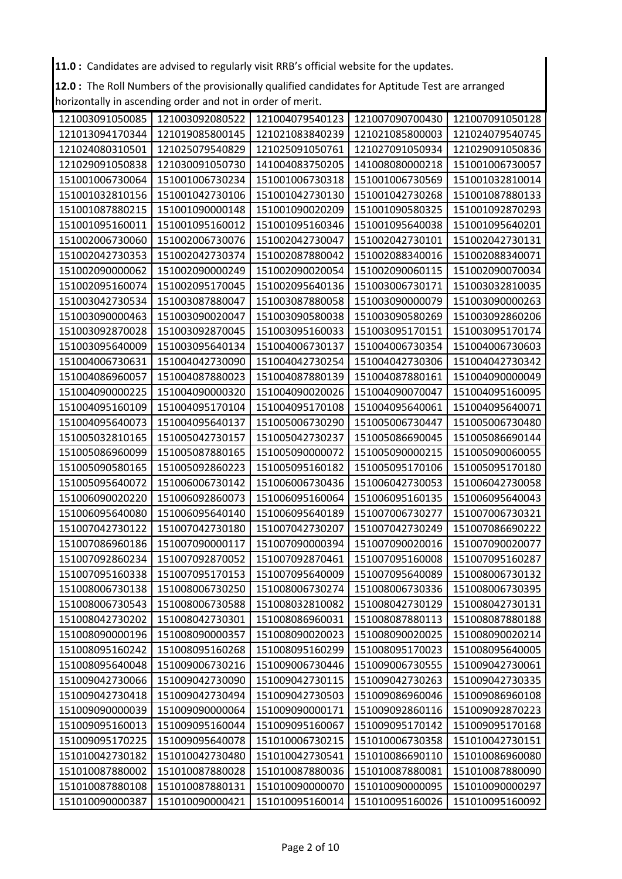**11.0 :** Candidates are advised to regularly visit RRB's official website for the updates.

**12.0 :** The Roll Numbers of the provisionally qualified candidates for Aptitude Test are arranged horizontally in ascending order and not in order of merit.

| | | | | |
|---|---|---|---|---|
| 121003091050085 | 121003092080522 | 121004079540123 | 121007090700430 | 121007091050128 |
| 121013094170344 | 121019085800145 | 121021083840239 | 121021085800003 | 121024079540745 |
| 121024080310501 | 121025079540829 | 121025091050761 | 121027091050934 | 121029091050836 |
| 121029091050838 | 121030091050730 | 141004083750205 | 141008080000218 | 151001006730057 |
| 151001006730064 | 151001006730234 | 151001006730318 | 151001006730569 | 151001032810014 |
| 151001032810156 | 151001042730106 | 151001042730130 | 151001042730268 | 151001087880133 |
| 151001087880215 | 151001090000148 | 151001090020209 | 151001090580325 | 151001092870293 |
| 151001095160011 | 151001095160012 | 151001095160346 | 151001095640038 | 151001095640201 |
| 151002006730060 | 151002006730076 | 151002042730047 | 151002042730101 | 151002042730131 |
| 151002042730353 | 151002042730374 | 151002087880042 | 151002088340016 | 151002088340071 |
| 151002090000062 | 151002090000249 | 151002090020054 | 151002090060115 | 151002090070034 |
| 151002095160074 | 151002095170045 | 151002095640136 | 151003006730171 | 151003032810035 |
| 151003042730534 | 151003087880047 | 151003087880058 | 151003090000079 | 151003090000263 |
| 151003090000463 | 151003090020047 | 151003090580038 | 151003090580269 | 151003092860206 |
| 151003092870028 | 151003092870045 | 151003095160033 | 151003095170151 | 151003095170174 |
| 151003095640009 | 151003095640134 | 151004006730137 | 151004006730354 | 151004006730603 |
| 151004006730631 | 151004042730090 | 151004042730254 | 151004042730306 | 151004042730342 |
| 151004086960057 | 151004087880023 | 151004087880139 | 151004087880161 | 151004090000049 |
| 151004090000225 | 151004090000320 | 151004090020026 | 151004090070047 | 151004095160095 |
| 151004095160109 | 151004095170104 | 151004095170108 | 151004095640061 | 151004095640071 |
| 151004095640073 | 151004095640137 | 151005006730290 | 151005006730447 | 151005006730480 |
| 151005032810165 | 151005042730157 | 151005042730237 | 151005086690045 | 151005086690144 |
| 151005086960099 | 151005087880165 | 151005090000072 | 151005090000215 | 151005090060055 |
| 151005090580165 | 151005092860223 | 151005095160182 | 151005095170106 | 151005095170180 |
| 151005095640072 | 151006006730142 | 151006006730436 | 151006042730053 | 151006042730058 |
| 151006090020220 | 151006092860073 | 151006095160064 | 151006095160135 | 151006095640043 |
| 151006095640080 | 151006095640140 | 151006095640189 | 151007006730277 | 151007006730321 |
| 151007042730122 | 151007042730180 | 151007042730207 | 151007042730249 | 151007086690222 |
| 151007086960186 | 151007090000117 | 151007090000394 | 151007090020016 | 151007090020077 |
| 151007092860234 | 151007092870052 | 151007092870461 | 151007095160008 | 151007095160287 |
| 151007095160338 | 151007095170153 | 151007095640009 | 151007095640089 | 151008006730132 |
| 151008006730138 | 151008006730250 | 151008006730274 | 151008006730336 | 151008006730395 |
| 151008006730543 | 151008006730588 | 151008032810082 | 151008042730129 | 151008042730131 |
| 151008042730202 | 151008042730301 | 151008086960031 | 151008087880113 | 151008087880188 |
| 151008090000196 | 151008090000357 | 151008090020023 | 151008090020025 | 151008090020214 |
| 151008095160242 | 151008095160268 | 151008095160299 | 151008095170023 | 151008095640005 |
| 151008095640048 | 151009006730216 | 151009006730446 | 151009006730555 | 151009042730061 |
| 151009042730066 | 151009042730090 | 151009042730115 | 151009042730263 | 151009042730335 |
| 151009042730418 | 151009042730494 | 151009042730503 | 151009086960046 | 151009086960108 |
| 151009090000039 | 151009090000064 | 151009090000171 | 151009092860116 | 151009092870223 |
| 151009095160013 | 151009095160044 | 151009095160067 | 151009095170142 | 151009095170168 |
| 151009095170225 | 151009095640078 | 151010006730215 | 151010006730358 | 151010042730151 |
| 151010042730182 | 151010042730480 | 151010042730541 | 151010086690110 | 151010086960080 |
| 151010087880002 | 151010087880028 | 151010087880036 | 151010087880081 | 151010087880090 |
| 151010087880108 | 151010087880131 | 151010090000070 | 151010090000095 | 151010090000297 |
| 151010090000387 | 151010090000421 | 151010095160014 | 151010095160026 | 151010095160092 |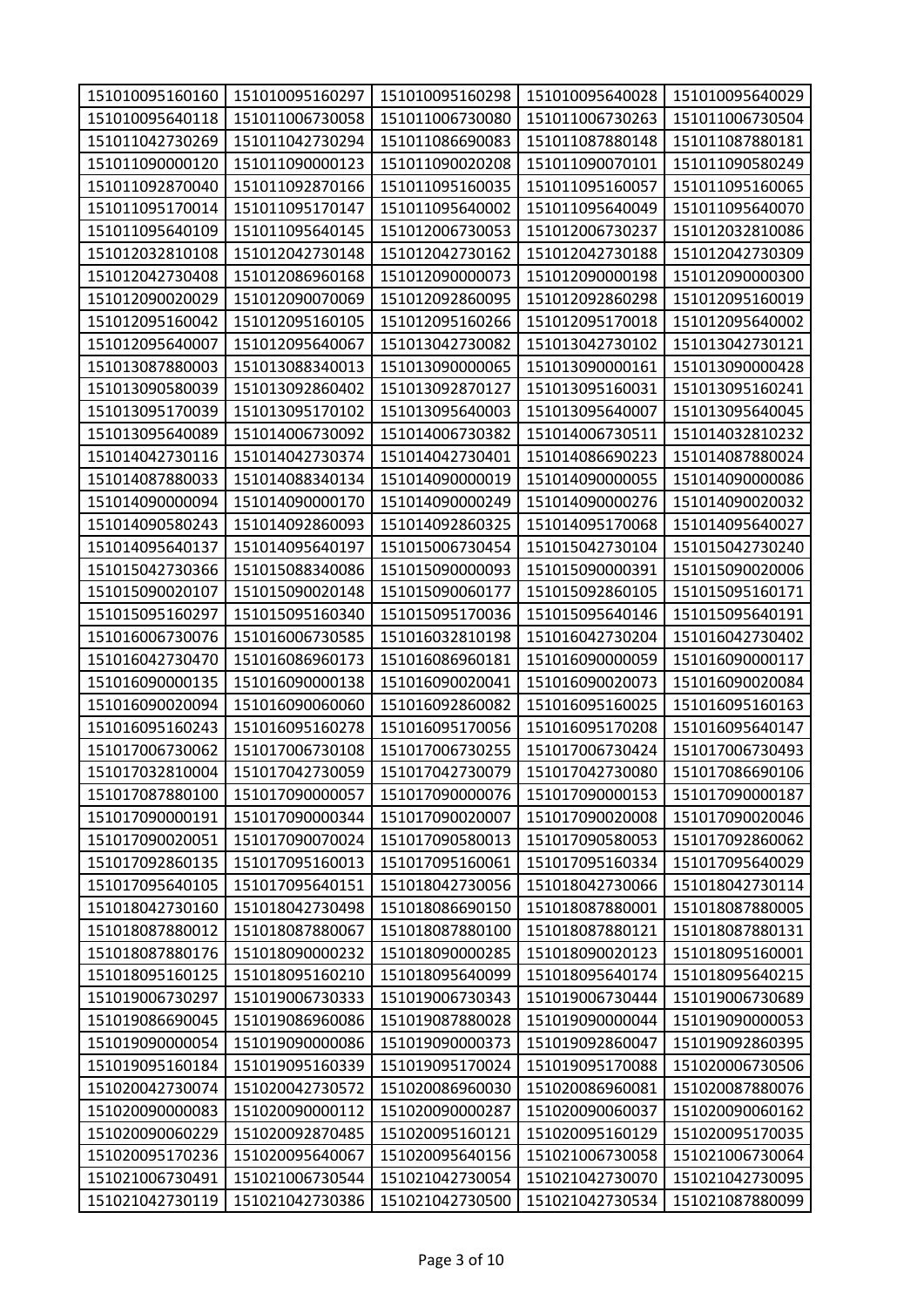| 151010095160160 | 151010095160297 | 151010095160298 | 151010095640028 | 151010095640029 |
|---|---|---|---|---|
| 151010095640118 | 151011006730058 | 151011006730080 | 151011006730263 | 151011006730504 |
| 151011042730269 | 151011042730294 | 151011086690083 | 151011087880148 | 151011087880181 |
| 151011090000120 | 151011090000123 | 151011090020208 | 151011090070101 | 151011090580249 |
| 151011092870040 | 151011092870166 | 151011095160035 | 151011095160057 | 151011095160065 |
| 151011095170014 | 151011095170147 | 151011095640002 | 151011095640049 | 151011095640070 |
| 151011095640109 | 151011095640145 | 151012006730053 | 151012006730237 | 151012032810086 |
| 151012032810108 | 151012042730148 | 151012042730162 | 151012042730188 | 151012042730309 |
| 151012042730408 | 151012086960168 | 151012090000073 | 151012090000198 | 151012090000300 |
| 151012090020029 | 151012090070069 | 151012092860095 | 151012092860298 | 151012095160019 |
| 151012095160042 | 151012095160105 | 151012095160266 | 151012095170018 | 151012095640002 |
| 151012095640007 | 151012095640067 | 151013042730082 | 151013042730102 | 151013042730121 |
| 151013087880003 | 151013088340013 | 151013090000065 | 151013090000161 | 151013090000428 |
| 151013090580039 | 151013092860402 | 151013092870127 | 151013095160031 | 151013095160241 |
| 151013095170039 | 151013095170102 | 151013095640003 | 151013095640007 | 151013095640045 |
| 151013095640089 | 151014006730092 | 151014006730382 | 151014006730511 | 151014032810232 |
| 151014042730116 | 151014042730374 | 151014042730401 | 151014086690223 | 151014087880024 |
| 151014087880033 | 151014088340134 | 151014090000019 | 151014090000055 | 151014090000086 |
| 151014090000094 | 151014090000170 | 151014090000249 | 151014090000276 | 151014090020032 |
| 151014090580243 | 151014092860093 | 151014092860325 | 151014095170068 | 151014095640027 |
| 151014095640137 | 151014095640197 | 151015006730454 | 151015042730104 | 151015042730240 |
| 151015042730366 | 151015088340086 | 151015090000093 | 151015090000391 | 151015090020006 |
| 151015090020107 | 151015090020148 | 151015090060177 | 151015092860105 | 151015095160171 |
| 151015095160297 | 151015095160340 | 151015095170036 | 151015095640146 | 151015095640191 |
| 151016006730076 | 151016006730585 | 151016032810198 | 151016042730204 | 151016042730402 |
| 151016042730470 | 151016086960173 | 151016086960181 | 151016090000059 | 151016090000117 |
| 151016090000135 | 151016090000138 | 151016090020041 | 151016090020073 | 151016090020084 |
| 151016090020094 | 151016090060060 | 151016092860082 | 151016095160025 | 151016095160163 |
| 151016095160243 | 151016095160278 | 151016095170056 | 151016095170208 | 151016095640147 |
| 151017006730062 | 151017006730108 | 151017006730255 | 151017006730424 | 151017006730493 |
| 151017032810004 | 151017042730059 | 151017042730079 | 151017042730080 | 151017086690106 |
| 151017087880100 | 151017090000057 | 151017090000076 | 151017090000153 | 151017090000187 |
| 151017090000191 | 151017090000344 | 151017090020007 | 151017090020008 | 151017090020046 |
| 151017090020051 | 151017090070024 | 151017090580013 | 151017090580053 | 151017092860062 |
| 151017092860135 | 151017095160013 | 151017095160061 | 151017095160334 | 151017095640029 |
| 151017095640105 | 151017095640151 | 151018042730056 | 151018042730066 | 151018042730114 |
| 151018042730160 | 151018042730498 | 151018086690150 | 151018087880001 | 151018087880005 |
| 151018087880012 | 151018087880067 | 151018087880100 | 151018087880121 | 151018087880131 |
| 151018087880176 | 151018090000232 | 151018090000285 | 151018090020123 | 151018095160001 |
| 151018095160125 | 151018095160210 | 151018095640099 | 151018095640174 | 151018095640215 |
| 151019006730297 | 151019006730333 | 151019006730343 | 151019006730444 | 151019006730689 |
| 151019086690045 | 151019086960086 | 151019087880028 | 151019090000044 | 151019090000053 |
| 151019090000054 | 151019090000086 | 151019090000373 | 151019092860047 | 151019092860395 |
| 151019095160184 | 151019095160339 | 151019095170024 | 151019095170088 | 151020006730506 |
| 151020042730074 | 151020042730572 | 151020086960030 | 151020086960081 | 151020087880076 |
| 151020090000083 | 151020090000112 | 151020090000287 | 151020090060037 | 151020090060162 |
| 151020090060229 | 151020092870485 | 151020095160121 | 151020095160129 | 151020095170035 |
| 151020095170236 | 151020095640067 | 151020095640156 | 151021006730058 | 151021006730064 |
| 151021006730491 | 151021006730544 | 151021042730054 | 151021042730070 | 151021042730095 |
| 151021042730119 | 151021042730386 | 151021042730500 | 151021042730534 | 151021087880099 |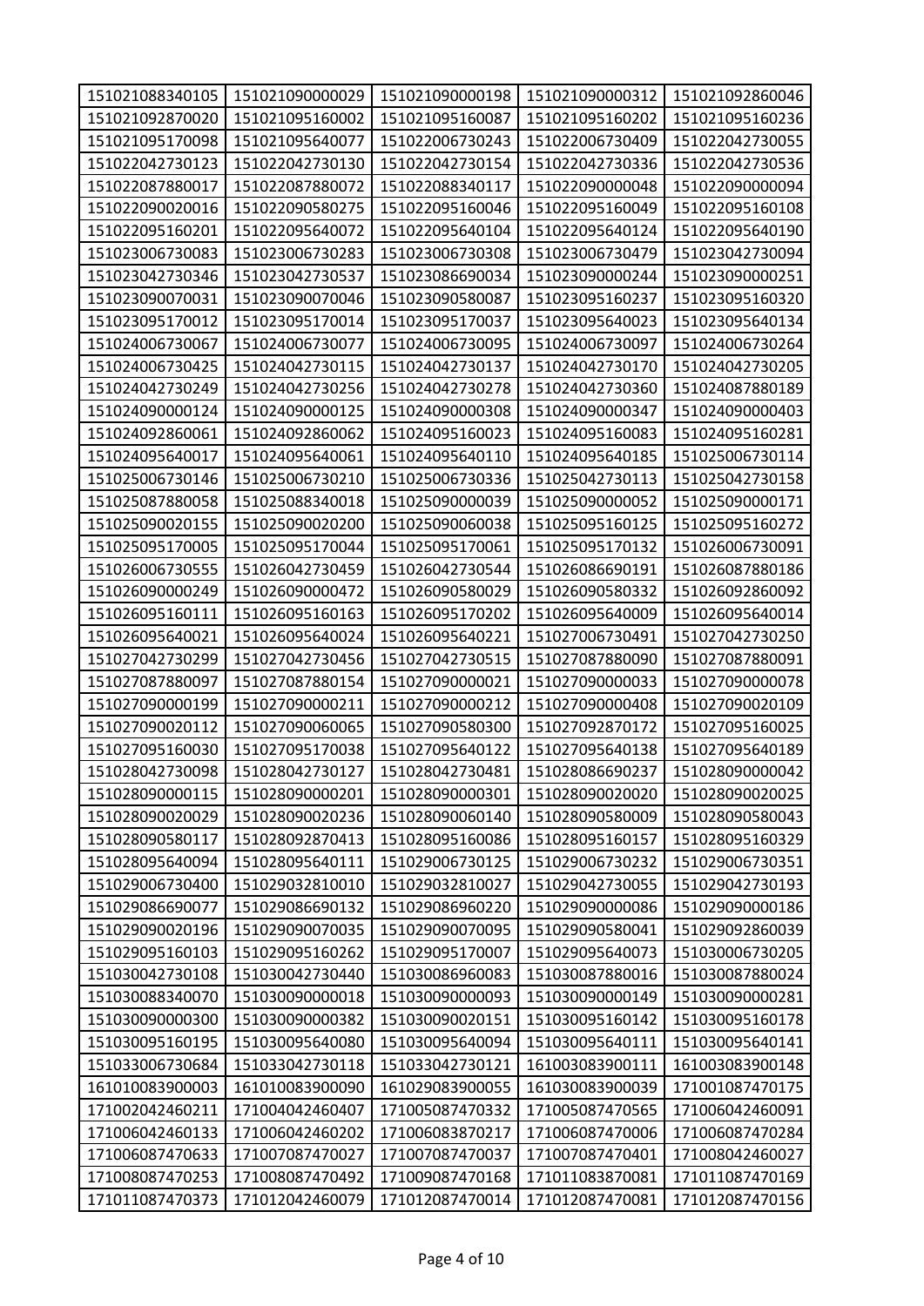| 151021088340105 | 151021090000029 | 151021090000198 | 151021090000312 | 151021092860046 |
|---|---|---|---|---|
| 151021092870020 | 151021095160002 | 151021095160087 | 151021095160202 | 151021095160236 |
| 151021095170098 | 151021095640077 | 151022006730243 | 151022006730409 | 151022042730055 |
| 151022042730123 | 151022042730130 | 151022042730154 | 151022042730336 | 151022042730536 |
| 151022087880017 | 151022087880072 | 151022088340117 | 151022090000048 | 151022090000094 |
| 151022090020016 | 151022090580275 | 151022095160046 | 151022095160049 | 151022095160108 |
| 151022095160201 | 151022095640072 | 151022095640104 | 151022095640124 | 151022095640190 |
| 151023006730083 | 151023006730283 | 151023006730308 | 151023006730479 | 151023042730094 |
| 151023042730346 | 151023042730537 | 151023086690034 | 151023090000244 | 151023090000251 |
| 151023090070031 | 151023090070046 | 151023090580087 | 151023095160237 | 151023095160320 |
| 151023095170012 | 151023095170014 | 151023095170037 | 151023095640023 | 151023095640134 |
| 151024006730067 | 151024006730077 | 151024006730095 | 151024006730097 | 151024006730264 |
| 151024006730425 | 151024042730115 | 151024042730137 | 151024042730170 | 151024042730205 |
| 151024042730249 | 151024042730256 | 151024042730278 | 151024042730360 | 151024087880189 |
| 151024090000124 | 151024090000125 | 151024090000308 | 151024090000347 | 151024090000403 |
| 151024092860061 | 151024092860062 | 151024095160023 | 151024095160083 | 151024095160281 |
| 151024095640017 | 151024095640061 | 151024095640110 | 151024095640185 | 151025006730114 |
| 151025006730146 | 151025006730210 | 151025006730336 | 151025042730113 | 151025042730158 |
| 151025087880058 | 151025088340018 | 151025090000039 | 151025090000052 | 151025090000171 |
| 151025090020155 | 151025090020200 | 151025090060038 | 151025095160125 | 151025095160272 |
| 151025095170005 | 151025095170044 | 151025095170061 | 151025095170132 | 151026006730091 |
| 151026006730555 | 151026042730459 | 151026042730544 | 151026086690191 | 151026087880186 |
| 151026090000249 | 151026090000472 | 151026090580029 | 151026090580332 | 151026092860092 |
| 151026095160111 | 151026095160163 | 151026095170202 | 151026095640009 | 151026095640014 |
| 151026095640021 | 151026095640024 | 151026095640221 | 151027006730491 | 151027042730250 |
| 151027042730299 | 151027042730456 | 151027042730515 | 151027087880090 | 151027087880091 |
| 151027087880097 | 151027087880154 | 151027090000021 | 151027090000033 | 151027090000078 |
| 151027090000199 | 151027090000211 | 151027090000212 | 151027090000408 | 151027090020109 |
| 151027090020112 | 151027090060065 | 151027090580300 | 151027092870172 | 151027095160025 |
| 151027095160030 | 151027095170038 | 151027095640122 | 151027095640138 | 151027095640189 |
| 151028042730098 | 151028042730127 | 151028042730481 | 151028086690237 | 151028090000042 |
| 151028090000115 | 151028090000201 | 151028090000301 | 151028090020020 | 151028090020025 |
| 151028090020029 | 151028090020236 | 151028090060140 | 151028090580009 | 151028090580043 |
| 151028090580117 | 151028092870413 | 151028095160086 | 151028095160157 | 151028095160329 |
| 151028095640094 | 151028095640111 | 151029006730125 | 151029006730232 | 151029006730351 |
| 151029006730400 | 151029032810010 | 151029032810027 | 151029042730055 | 151029042730193 |
| 151029086690077 | 151029086690132 | 151029086960220 | 151029090000086 | 151029090000186 |
| 151029090020196 | 151029090070035 | 151029090070095 | 151029090580041 | 151029092860039 |
| 151029095160103 | 151029095160262 | 151029095170007 | 151029095640073 | 151030006730205 |
| 151030042730108 | 151030042730440 | 151030086960083 | 151030087880016 | 151030087880024 |
| 151030088340070 | 151030090000018 | 151030090000093 | 151030090000149 | 151030090000281 |
| 151030090000300 | 151030090000382 | 151030090020151 | 151030095160142 | 151030095160178 |
| 151030095160195 | 151030095640080 | 151030095640094 | 151030095640111 | 151030095640141 |
| 151033006730684 | 151033042730118 | 151033042730121 | 161003083900111 | 161003083900148 |
| 161010083900003 | 161010083900090 | 161029083900055 | 161030083900039 | 171001087470175 |
| 171002042460211 | 171004042460407 | 171005087470332 | 171005087470565 | 171006042460091 |
| 171006042460133 | 171006042460202 | 171006083870217 | 171006087470006 | 171006087470284 |
| 171006087470633 | 171007087470027 | 171007087470037 | 171007087470401 | 171008042460027 |
| 171008087470253 | 171008087470492 | 171009087470168 | 171011083870081 | 171011087470169 |
| 171011087470373 | 171012042460079 | 171012087470014 | 171012087470081 | 171012087470156 |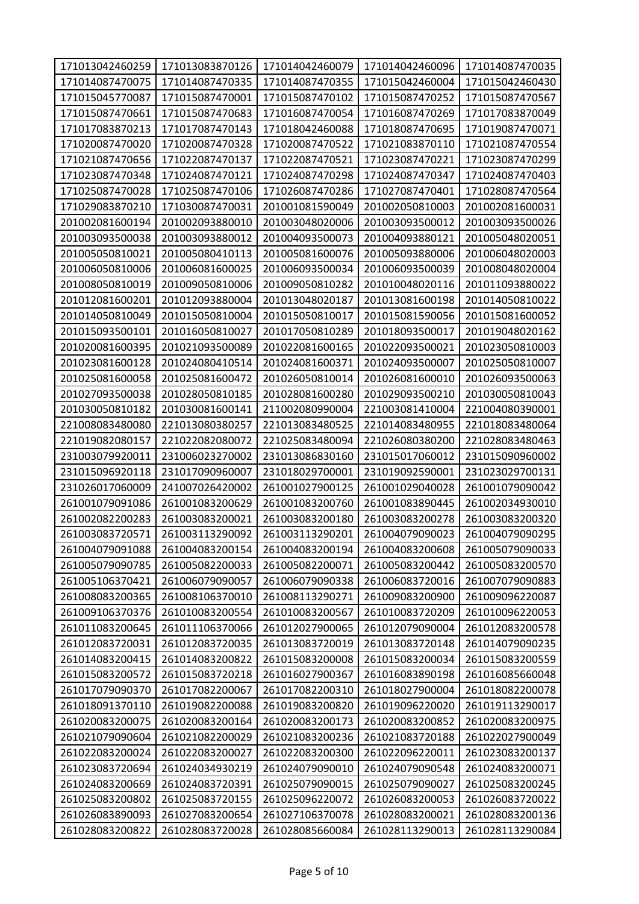| 171013042460259 | 171013083870126 | 171014042460079 | 171014042460096 | 171014087470035 |
|---|---|---|---|---|
| 171014087470075 | 171014087470335 | 171014087470355 | 171015042460004 | 171015042460430 |
| 171015045770087 | 171015087470001 | 171015087470102 | 171015087470252 | 171015087470567 |
| 171015087470661 | 171015087470683 | 171016087470054 | 171016087470269 | 171017083870049 |
| 171017083870213 | 171017087470143 | 171018042460088 | 171018087470695 | 171019087470071 |
| 171020087470020 | 171020087470328 | 171020087470522 | 171021083870110 | 171021087470554 |
| 171021087470656 | 171022087470137 | 171022087470521 | 171023087470221 | 171023087470299 |
| 171023087470348 | 171024087470121 | 171024087470298 | 171024087470347 | 171024087470403 |
| 171025087470028 | 171025087470106 | 171026087470286 | 171027087470401 | 171028087470564 |
| 171029083870210 | 171030087470031 | 201001081590049 | 201002050810003 | 201002081600031 |
| 201002081600194 | 201002093880010 | 201003048020006 | 201003093500012 | 201003093500026 |
| 201003093500038 | 201003093880012 | 201004093500073 | 201004093880121 | 201005048020051 |
| 201005050810021 | 201005080410113 | 201005081600076 | 201005093880006 | 201006048020003 |
| 201006050810006 | 201006081600025 | 201006093500034 | 201006093500039 | 201008048020004 |
| 201008050810019 | 201009050810006 | 201009050810282 | 201010048020116 | 201011093880022 |
| 201012081600201 | 201012093880004 | 201013048020187 | 201013081600198 | 201014050810022 |
| 201014050810049 | 201015050810004 | 201015050810017 | 201015081590056 | 201015081600052 |
| 201015093500101 | 201016050810027 | 201017050810289 | 201018093500017 | 201019048020162 |
| 201020081600395 | 201021093500089 | 201022081600165 | 201022093500021 | 201023050810003 |
| 201023081600128 | 201024080410514 | 201024081600371 | 201024093500007 | 201025050810007 |
| 201025081600058 | 201025081600472 | 201026050810014 | 201026081600010 | 201026093500063 |
| 201027093500038 | 201028050810185 | 201028081600280 | 201029093500210 | 201030050810043 |
| 201030050810182 | 201030081600141 | 211002080990004 | 221003081410004 | 221004080390001 |
| 221008083480080 | 221013080380257 | 221013083480525 | 221014083480955 | 221018083480064 |
| 221019082080157 | 221022082080072 | 221025083480094 | 221026080380200 | 221028083480463 |
| 231003079920011 | 231006023270002 | 231013086830160 | 231015017060012 | 231015090960002 |
| 231015096920118 | 231017090960007 | 231018029700001 | 231019092590001 | 231023029700131 |
| 231026017060009 | 241007026420002 | 261001027900125 | 261001029040028 | 261001079090042 |
| 261001079091086 | 261001083200629 | 261001083200760 | 261001083890445 | 261002034930010 |
| 261002082200283 | 261003083200021 | 261003083200180 | 261003083200278 | 261003083200320 |
| 261003083720571 | 261003113290092 | 261003113290201 | 261004079090023 | 261004079090295 |
| 261004079091088 | 261004083200154 | 261004083200194 | 261004083200608 | 261005079090033 |
| 261005079090785 | 261005082200033 | 261005082200071 | 261005083200442 | 261005083200570 |
| 261005106370421 | 261006079090057 | 261006079090338 | 261006083720016 | 261007079090883 |
| 261008083200365 | 261008106370010 | 261008113290271 | 261009083200900 | 261009096220087 |
| 261009106370376 | 261010083200554 | 261010083200567 | 261010083720209 | 261010096220053 |
| 261011083200645 | 261011106370066 | 261012027900065 | 261012079090004 | 261012083200578 |
| 261012083720031 | 261012083720035 | 261013083720019 | 261013083720148 | 261014079090235 |
| 261014083200415 | 261014083200822 | 261015083200008 | 261015083200034 | 261015083200559 |
| 261015083200572 | 261015083720218 | 261016027900367 | 261016083890198 | 261016085660048 |
| 261017079090370 | 261017082200067 | 261017082200310 | 261018027900004 | 261018082200078 |
| 261018091370110 | 261019082200088 | 261019083200820 | 261019096220020 | 261019113290017 |
| 261020083200075 | 261020083200164 | 261020083200173 | 261020083200852 | 261020083200975 |
| 261021079090604 | 261021082200029 | 261021083200236 | 261021083720188 | 261022027900049 |
| 261022083200024 | 261022083200027 | 261022083200300 | 261022096220011 | 261023083200137 |
| 261023083720694 | 261024034930219 | 261024079090010 | 261024079090548 | 261024083200071 |
| 261024083200669 | 261024083720391 | 261025079090015 | 261025079090027 | 261025083200245 |
| 261025083200802 | 261025083720155 | 261025096220072 | 261026083200053 | 261026083720022 |
| 261026083890093 | 261027083200654 | 261027106370078 | 261028083200021 | 261028083200136 |
| 261028083200822 | 261028083720028 | 261028085660084 | 261028113290013 | 261028113290084 |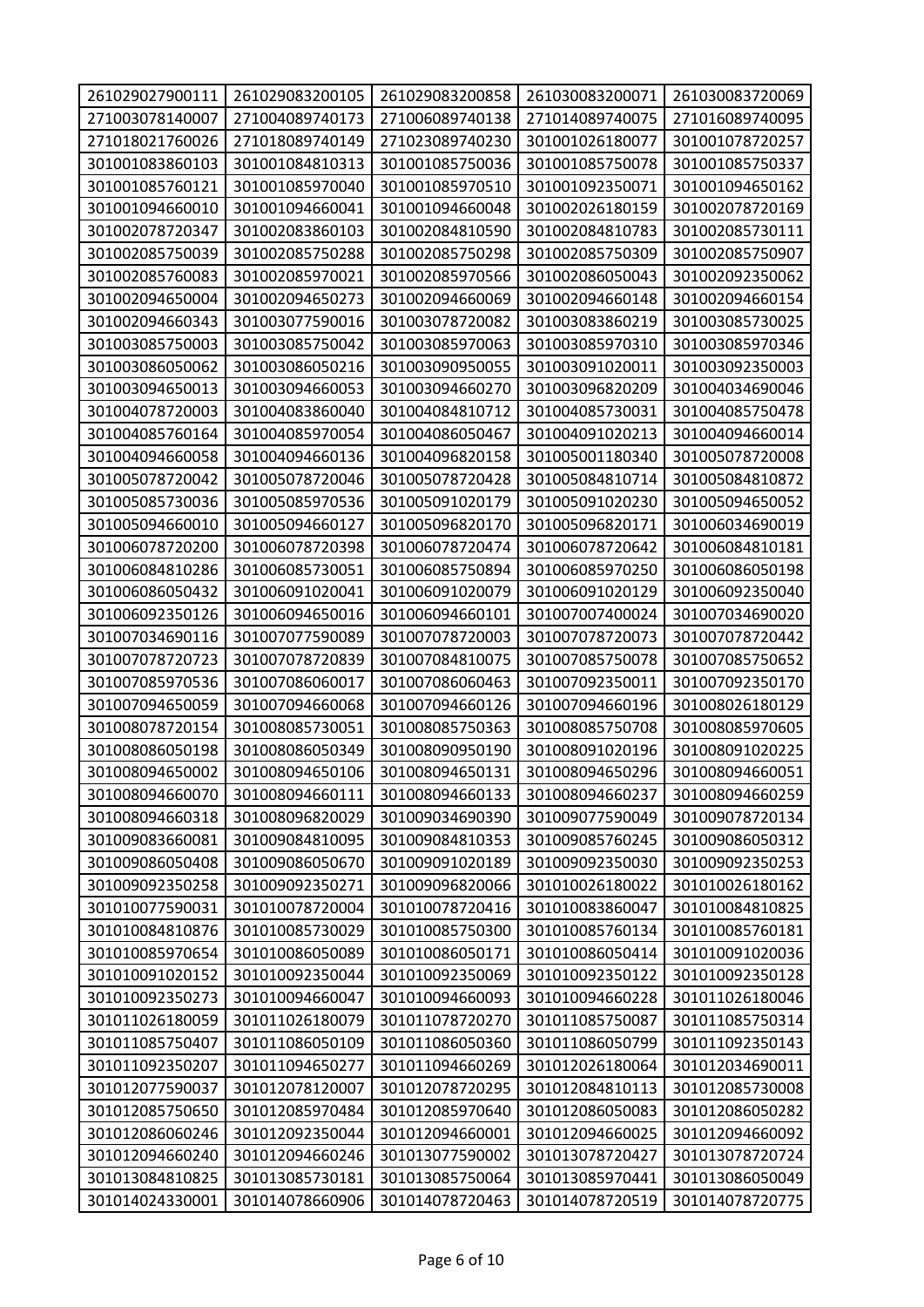| 261029027900111 | 261029083200105 | 261029083200858 | 261030083200071 | 261030083720069 |
|---|---|---|---|---|
| 271003078140007 | 271004089740173 | 271006089740138 | 271014089740075 | 271016089740095 |
| 271018021760026 | 271018089740149 | 271023089740230 | 301001026180077 | 301001078720257 |
| 301001083860103 | 301001084810313 | 301001085750036 | 301001085750078 | 301001085750337 |
| 301001085760121 | 301001085970040 | 301001085970510 | 301001092350071 | 301001094650162 |
| 301001094660010 | 301001094660041 | 301001094660048 | 301002026180159 | 301002078720169 |
| 301002078720347 | 301002083860103 | 301002084810590 | 301002084810783 | 301002085730111 |
| 301002085750039 | 301002085750288 | 301002085750298 | 301002085750309 | 301002085750907 |
| 301002085760083 | 301002085970021 | 301002085970566 | 301002086050043 | 301002092350062 |
| 301002094650004 | 301002094650273 | 301002094660069 | 301002094660148 | 301002094660154 |
| 301002094660343 | 301003077590016 | 301003078720082 | 301003083860219 | 301003085730025 |
| 301003085750003 | 301003085750042 | 301003085970063 | 301003085970310 | 301003085970346 |
| 301003086050062 | 301003086050216 | 301003090950055 | 301003091020011 | 301003092350003 |
| 301003094650013 | 301003094660053 | 301003094660270 | 301003096820209 | 301004034690046 |
| 301004078720003 | 301004083860040 | 301004084810712 | 301004085730031 | 301004085750478 |
| 301004085760164 | 301004085970054 | 301004086050467 | 301004091020213 | 301004094660014 |
| 301004094660058 | 301004094660136 | 301004096820158 | 301005001180340 | 301005078720008 |
| 301005078720042 | 301005078720046 | 301005078720428 | 301005084810714 | 301005084810872 |
| 301005085730036 | 301005085970536 | 301005091020179 | 301005091020230 | 301005094650052 |
| 301005094660010 | 301005094660127 | 301005096820170 | 301005096820171 | 301006034690019 |
| 301006078720200 | 301006078720398 | 301006078720474 | 301006078720642 | 301006084810181 |
| 301006084810286 | 301006085730051 | 301006085750894 | 301006085970250 | 301006086050198 |
| 301006086050432 | 301006091020041 | 301006091020079 | 301006091020129 | 301006092350040 |
| 301006092350126 | 301006094650016 | 301006094660101 | 301007007400024 | 301007034690020 |
| 301007034690116 | 301007077590089 | 301007078720003 | 301007078720073 | 301007078720442 |
| 301007078720723 | 301007078720839 | 301007084810075 | 301007085750078 | 301007085750652 |
| 301007085970536 | 301007086060017 | 301007086060463 | 301007092350011 | 301007092350170 |
| 301007094650059 | 301007094660068 | 301007094660126 | 301007094660196 | 301008026180129 |
| 301008078720154 | 301008085730051 | 301008085750363 | 301008085750708 | 301008085970605 |
| 301008086050198 | 301008086050349 | 301008090950190 | 301008091020196 | 301008091020225 |
| 301008094650002 | 301008094650106 | 301008094650131 | 301008094650296 | 301008094660051 |
| 301008094660070 | 301008094660111 | 301008094660133 | 301008094660237 | 301008094660259 |
| 301008094660318 | 301008096820029 | 301009034690390 | 301009077590049 | 301009078720134 |
| 301009083660081 | 301009084810095 | 301009084810353 | 301009085760245 | 301009086050312 |
| 301009086050408 | 301009086050670 | 301009091020189 | 301009092350030 | 301009092350253 |
| 301009092350258 | 301009092350271 | 301009096820066 | 301010026180022 | 301010026180162 |
| 301010077590031 | 301010078720004 | 301010078720416 | 301010083860047 | 301010084810825 |
| 301010084810876 | 301010085730029 | 301010085750300 | 301010085760134 | 301010085760181 |
| 301010085970654 | 301010086050089 | 301010086050171 | 301010086050414 | 301010091020036 |
| 301010091020152 | 301010092350044 | 301010092350069 | 301010092350122 | 301010092350128 |
| 301010092350273 | 301010094660047 | 301010094660093 | 301010094660228 | 301011026180046 |
| 301011026180059 | 301011026180079 | 301011078720270 | 301011085750087 | 301011085750314 |
| 301011085750407 | 301011086050109 | 301011086050360 | 301011086050799 | 301011092350143 |
| 301011092350207 | 301011094650277 | 301011094660269 | 301012026180064 | 301012034690011 |
| 301012077590037 | 301012078120007 | 301012078720295 | 301012084810113 | 301012085730008 |
| 301012085750650 | 301012085970484 | 301012085970640 | 301012086050083 | 301012086050282 |
| 301012086060246 | 301012092350044 | 301012094660001 | 301012094660025 | 301012094660092 |
| 301012094660240 | 301012094660246 | 301013077590002 | 301013078720427 | 301013078720724 |
| 301013084810825 | 301013085730181 | 301013085750064 | 301013085970441 | 301013086050049 |
| 301014024330001 | 301014078660906 | 301014078720463 | 301014078720519 | 301014078720775 |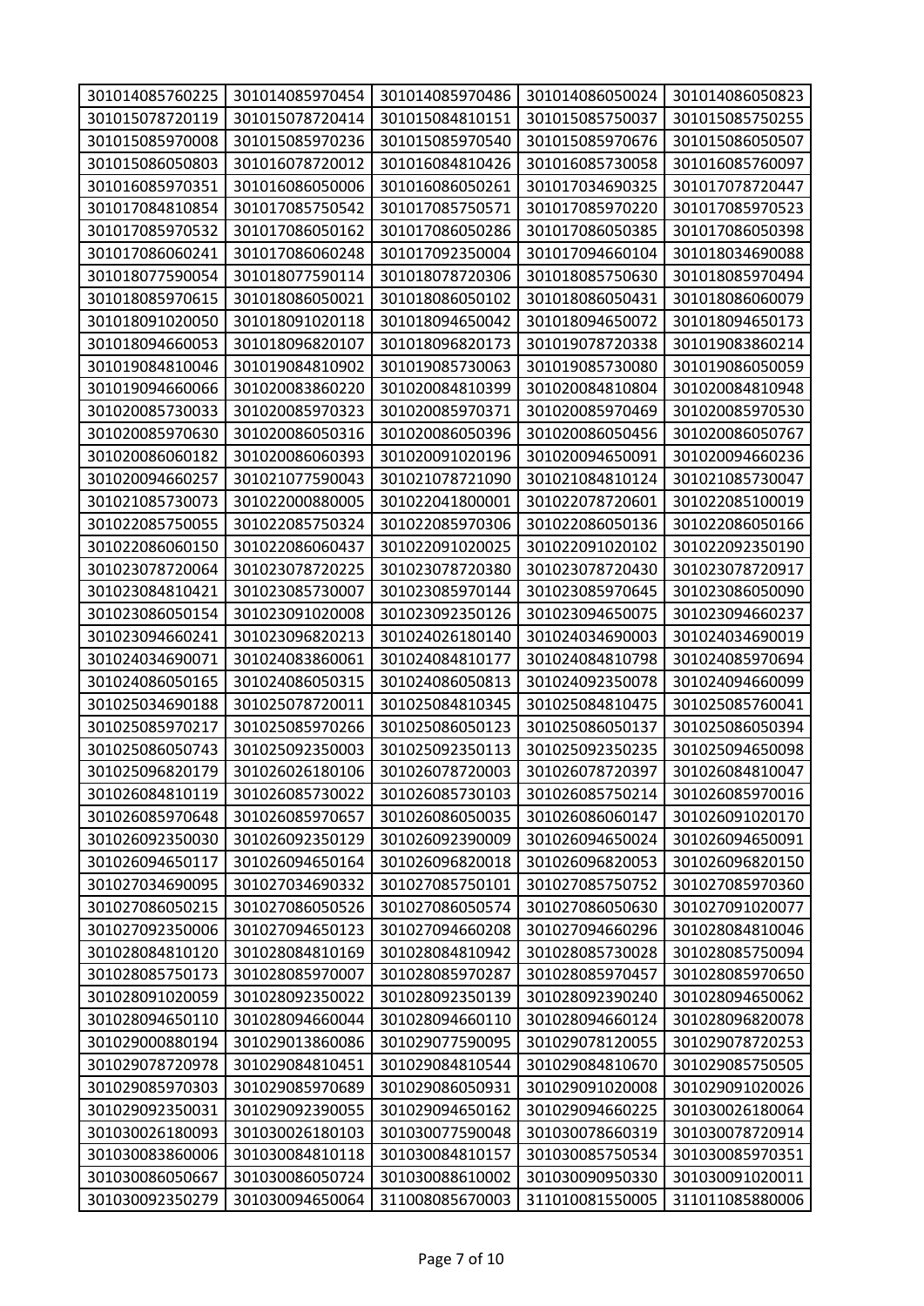| | | | | |
|---|---|---|---|---|
| 301014085760225 | 301014085970454 | 301014085970486 | 301014086050024 | 301014086050823 |
| 301015078720119 | 301015078720414 | 301015084810151 | 301015085750037 | 301015085750255 |
| 301015085970008 | 301015085970236 | 301015085970540 | 301015085970676 | 301015086050507 |
| 301015086050803 | 301016078720012 | 301016084810426 | 301016085730058 | 301016085760097 |
| 301016085970351 | 301016086050006 | 301016086050261 | 301017034690325 | 301017078720447 |
| 301017084810854 | 301017085750542 | 301017085750571 | 301017085970220 | 301017085970523 |
| 301017085970532 | 301017086050162 | 301017086050286 | 301017086050385 | 301017086050398 |
| 301017086060241 | 301017086060248 | 301017092350004 | 301017094660104 | 301018034690088 |
| 301018077590054 | 301018077590114 | 301018078720306 | 301018085750630 | 301018085970494 |
| 301018085970615 | 301018086050021 | 301018086050102 | 301018086050431 | 301018086060079 |
| 301018091020050 | 301018091020118 | 301018094650042 | 301018094650072 | 301018094650173 |
| 301018094660053 | 301018096820107 | 301018096820173 | 301019078720338 | 301019083860214 |
| 301019084810046 | 301019084810902 | 301019085730063 | 301019085730080 | 301019086050059 |
| 301019094660066 | 301020083860220 | 301020084810399 | 301020084810804 | 301020084810948 |
| 301020085730033 | 301020085970323 | 301020085970371 | 301020085970469 | 301020085970530 |
| 301020085970630 | 301020086050316 | 301020086050396 | 301020086050456 | 301020086050767 |
| 301020086060182 | 301020086060393 | 301020091020196 | 301020094650091 | 301020094660236 |
| 301020094660257 | 301021077590043 | 301021078721090 | 301021084810124 | 301021085730047 |
| 301021085730073 | 301022000880005 | 301022041800001 | 301022078720601 | 301022085100019 |
| 301022085750055 | 301022085750324 | 301022085970306 | 301022086050136 | 301022086050166 |
| 301022086060150 | 301022086060437 | 301022091020025 | 301022091020102 | 301022092350190 |
| 301023078720064 | 301023078720225 | 301023078720380 | 301023078720430 | 301023078720917 |
| 301023084810421 | 301023085730007 | 301023085970144 | 301023085970645 | 301023086050090 |
| 301023086050154 | 301023091020008 | 301023092350126 | 301023094650075 | 301023094660237 |
| 301023094660241 | 301023096820213 | 301024026180140 | 301024034690003 | 301024034690019 |
| 301024034690071 | 301024083860061 | 301024084810177 | 301024084810798 | 301024085970694 |
| 301024086050165 | 301024086050315 | 301024086050813 | 301024092350078 | 301024094660099 |
| 301025034690188 | 301025078720011 | 301025084810345 | 301025084810475 | 301025085760041 |
| 301025085970217 | 301025085970266 | 301025086050123 | 301025086050137 | 301025086050394 |
| 301025086050743 | 301025092350003 | 301025092350113 | 301025092350235 | 301025094650098 |
| 301025096820179 | 301026026180106 | 301026078720003 | 301026078720397 | 301026084810047 |
| 301026084810119 | 301026085730022 | 301026085730103 | 301026085750214 | 301026085970016 |
| 301026085970648 | 301026085970657 | 301026086050035 | 301026086060147 | 301026091020170 |
| 301026092350030 | 301026092350129 | 301026092390009 | 301026094650024 | 301026094650091 |
| 301026094650117 | 301026094650164 | 301026096820018 | 301026096820053 | 301026096820150 |
| 301027034690095 | 301027034690332 | 301027085750101 | 301027085750752 | 301027085970360 |
| 301027086050215 | 301027086050526 | 301027086050574 | 301027086050630 | 301027091020077 |
| 301027092350006 | 301027094650123 | 301027094660208 | 301027094660296 | 301028084810046 |
| 301028084810120 | 301028084810169 | 301028084810942 | 301028085730028 | 301028085750094 |
| 301028085750173 | 301028085970007 | 301028085970287 | 301028085970457 | 301028085970650 |
| 301028091020059 | 301028092350022 | 301028092350139 | 301028092390240 | 301028094650062 |
| 301028094650110 | 301028094660044 | 301028094660110 | 301028094660124 | 301028096820078 |
| 301029000880194 | 301029013860086 | 301029077590095 | 301029078120055 | 301029078720253 |
| 301029078720978 | 301029084810451 | 301029084810544 | 301029084810670 | 301029085750505 |
| 301029085970303 | 301029085970689 | 301029086050931 | 301029091020008 | 301029091020026 |
| 301029092350031 | 301029092390055 | 301029094650162 | 301029094660225 | 301030026180064 |
| 301030026180093 | 301030026180103 | 301030077590048 | 301030078660319 | 301030078720914 |
| 301030083860006 | 301030084810118 | 301030084810157 | 301030085750534 | 301030085970351 |
| 301030086050667 | 301030086050724 | 301030088610002 | 301030090950330 | 301030091020011 |
| 301030092350279 | 301030094650064 | 311008085670003 | 311010081550005 | 311011085880006 |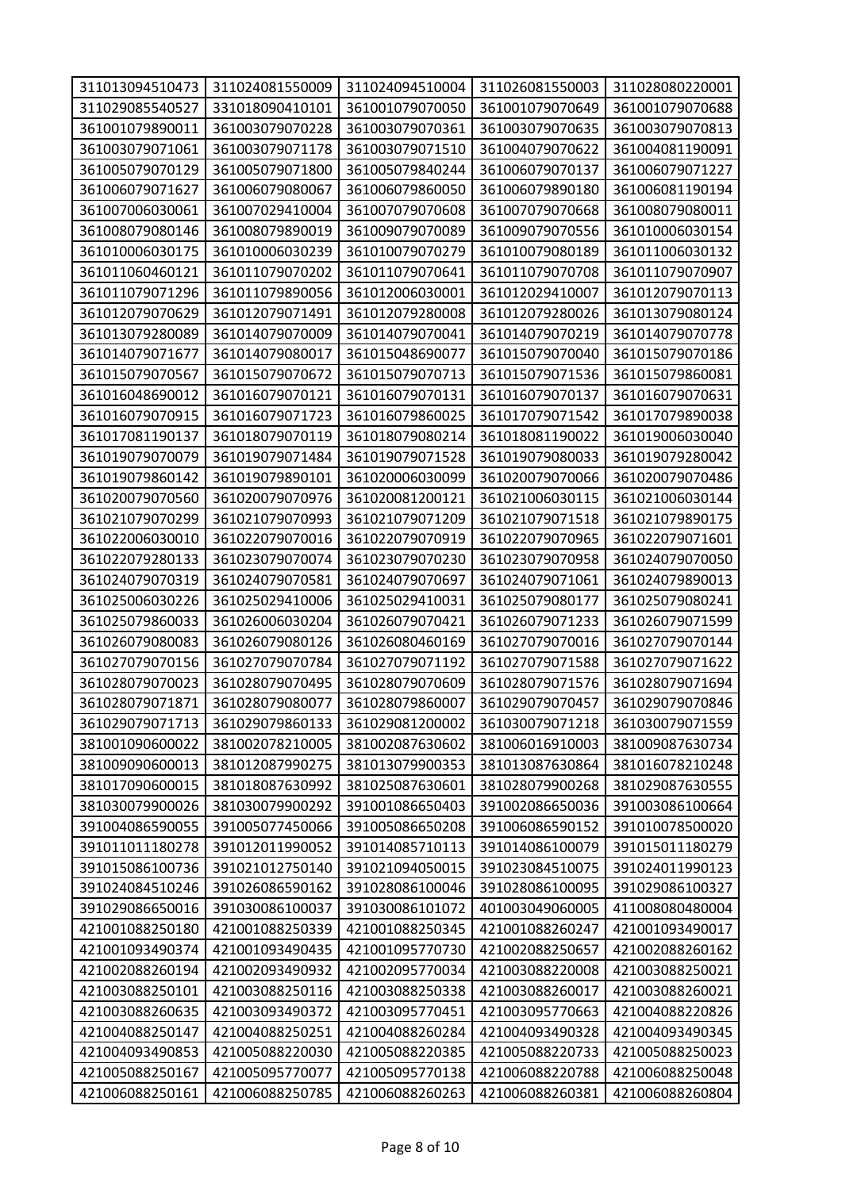| | | | | |
|---|---|---|---|---|
| 311013094510473 | 311024081550009 | 311024094510004 | 311026081550003 | 311028080220001 |
| 311029085540527 | 331018090410101 | 361001079070050 | 361001079070649 | 361001079070688 |
| 361001079890011 | 361003079070228 | 361003079070361 | 361003079070635 | 361003079070813 |
| 361003079071061 | 361003079071178 | 361003079071510 | 361004079070622 | 361004081190091 |
| 361005079070129 | 361005079071800 | 361005079840244 | 361006079070137 | 361006079071227 |
| 361006079071627 | 361006079080067 | 361006079860050 | 361006079890180 | 361006081190194 |
| 361007006030061 | 361007029410004 | 361007079070608 | 361007079070668 | 361008079080011 |
| 361008079080146 | 361008079890019 | 361009079070089 | 361009079070556 | 361010006030154 |
| 361010006030175 | 361010006030239 | 361010079070279 | 361010079080189 | 361011006030132 |
| 361011060460121 | 361011079070202 | 361011079070641 | 361011079070708 | 361011079070907 |
| 361011079071296 | 361011079890056 | 361012006030001 | 361012029410007 | 361012079070113 |
| 361012079070629 | 361012079071491 | 361012079280008 | 361012079280026 | 361013079080124 |
| 361013079280089 | 361014079070009 | 361014079070041 | 361014079070219 | 361014079070778 |
| 361014079071677 | 361014079080017 | 361015048690077 | 361015079070040 | 361015079070186 |
| 361015079070567 | 361015079070672 | 361015079070713 | 361015079071536 | 361015079860081 |
| 361016048690012 | 361016079070121 | 361016079070131 | 361016079070137 | 361016079070631 |
| 361016079070915 | 361016079071723 | 361016079860025 | 361017079071542 | 361017079890038 |
| 361017081190137 | 361018079070119 | 361018079080214 | 361018081190022 | 361019006030040 |
| 361019079070079 | 361019079071484 | 361019079071528 | 361019079080033 | 361019079280042 |
| 361019079860142 | 361019079890101 | 361020006030099 | 361020079070066 | 361020079070486 |
| 361020079070560 | 361020079070976 | 361020081200121 | 361021006030115 | 361021006030144 |
| 361021079070299 | 361021079070993 | 361021079071209 | 361021079071518 | 361021079890175 |
| 361022006030010 | 361022079070016 | 361022079070919 | 361022079070965 | 361022079071601 |
| 361022079280133 | 361023079070074 | 361023079070230 | 361023079070958 | 361024079070050 |
| 361024079070319 | 361024079070581 | 361024079070697 | 361024079071061 | 361024079890013 |
| 361025006030226 | 361025029410006 | 361025029410031 | 361025079080177 | 361025079080241 |
| 361025079860033 | 361026006030204 | 361026079070421 | 361026079071233 | 361026079071599 |
| 361026079080083 | 361026079080126 | 361026080460169 | 361027079070016 | 361027079070144 |
| 361027079070156 | 361027079070784 | 361027079071192 | 361027079071588 | 361027079071622 |
| 361028079070023 | 361028079070495 | 361028079070609 | 361028079071576 | 361028079071694 |
| 361028079071871 | 361028079080077 | 361028079860007 | 361029079070457 | 361029079070846 |
| 361029079071713 | 361029079860133 | 361029081200002 | 361030079071218 | 361030079071559 |
| 381001090600022 | 381002078210005 | 381002087630602 | 381006016910003 | 381009087630734 |
| 381009090600013 | 381012087990275 | 381013079900353 | 381013087630864 | 381016078210248 |
| 381017090600015 | 381018087630992 | 381025087630601 | 381028079900268 | 381029087630555 |
| 381030079900026 | 381030079900292 | 391001086650403 | 391002086650036 | 391003086100664 |
| 391004086590055 | 391005077450066 | 391005086650208 | 391006086590152 | 391010078500020 |
| 391011011180278 | 391012011990052 | 391014085710113 | 391014086100079 | 391015011180279 |
| 391015086100736 | 391021012750140 | 391021094050015 | 391023084510075 | 391024011990123 |
| 391024084510246 | 391026086590162 | 391028086100046 | 391028086100095 | 391029086100327 |
| 391029086650016 | 391030086100037 | 391030086101072 | 401003049060005 | 411008080480004 |
| 421001088250180 | 421001088250339 | 421001088250345 | 421001088260247 | 421001093490017 |
| 421001093490374 | 421001093490435 | 421001095770730 | 421002088250657 | 421002088260162 |
| 421002088260194 | 421002093490932 | 421002095770034 | 421003088220008 | 421003088250021 |
| 421003088250101 | 421003088250116 | 421003088250338 | 421003088260017 | 421003088260021 |
| 421003088260635 | 421003093490372 | 421003095770451 | 421003095770663 | 421004088220826 |
| 421004088250147 | 421004088250251 | 421004088260284 | 421004093490328 | 421004093490345 |
| 421004093490853 | 421005088220030 | 421005088220385 | 421005088220733 | 421005088250023 |
| 421005088250167 | 421005095770077 | 421005095770138 | 421006088220788 | 421006088250048 |
| 421006088250161 | 421006088250785 | 421006088260263 | 421006088260381 | 421006088260804 |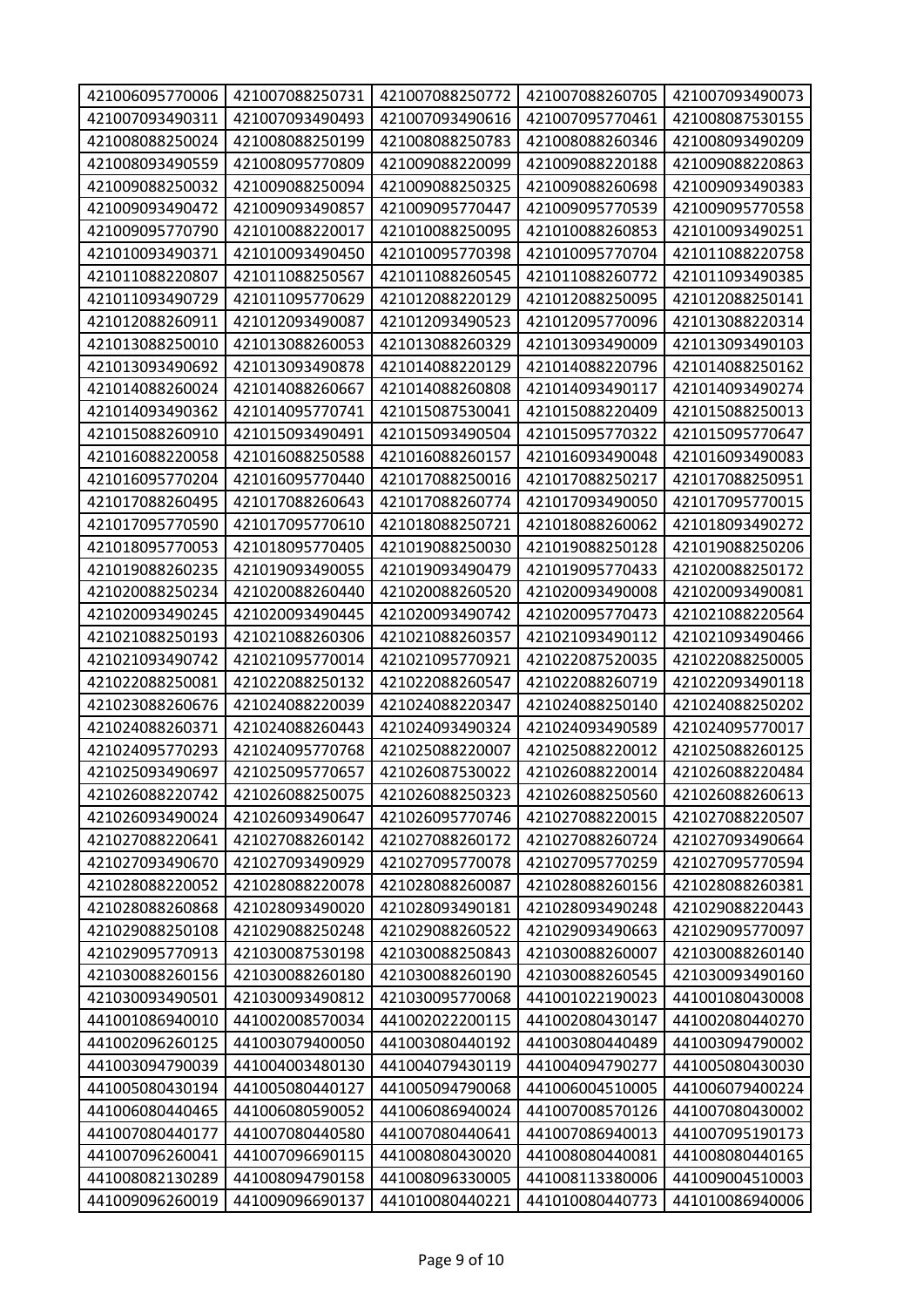| | | | | |
|---|---|---|---|---|
| 421006095770006 | 421007088250731 | 421007088250772 | 421007088260705 | 421007093490073 |
| 421007093490311 | 421007093490493 | 421007093490616 | 421007095770461 | 421008087530155 |
| 421008088250024 | 421008088250199 | 421008088250783 | 421008088260346 | 421008093490209 |
| 421008093490559 | 421008095770809 | 421009088220099 | 421009088220188 | 421009088220863 |
| 421009088250032 | 421009088250094 | 421009088250325 | 421009088260698 | 421009093490383 |
| 421009093490472 | 421009093490857 | 421009095770447 | 421009095770539 | 421009095770558 |
| 421009095770790 | 421010088220017 | 421010088250095 | 421010088260853 | 421010093490251 |
| 421010093490371 | 421010093490450 | 421010095770398 | 421010095770704 | 421011088220758 |
| 421011088220807 | 421011088250567 | 421011088260545 | 421011088260772 | 421011093490385 |
| 421011093490729 | 421011095770629 | 421012088220129 | 421012088250095 | 421012088250141 |
| 421012088260911 | 421012093490087 | 421012093490523 | 421012095770096 | 421013088220314 |
| 421013088250010 | 421013088260053 | 421013088260329 | 421013093490009 | 421013093490103 |
| 421013093490692 | 421013093490878 | 421014088220129 | 421014088220796 | 421014088250162 |
| 421014088260024 | 421014088260667 | 421014088260808 | 421014093490117 | 421014093490274 |
| 421014093490362 | 421014095770741 | 421015087530041 | 421015088220409 | 421015088250013 |
| 421015088260910 | 421015093490491 | 421015093490504 | 421015095770322 | 421015095770647 |
| 421016088220058 | 421016088250588 | 421016088260157 | 421016093490048 | 421016093490083 |
| 421016095770204 | 421016095770440 | 421017088250016 | 421017088250217 | 421017088250951 |
| 421017088260495 | 421017088260643 | 421017088260774 | 421017093490050 | 421017095770015 |
| 421017095770590 | 421017095770610 | 421018088250721 | 421018088260062 | 421018093490272 |
| 421018095770053 | 421018095770405 | 421019088250030 | 421019088250128 | 421019088250206 |
| 421019088260235 | 421019093490055 | 421019093490479 | 421019095770433 | 421020088250172 |
| 421020088250234 | 421020088260440 | 421020088260520 | 421020093490008 | 421020093490081 |
| 421020093490245 | 421020093490445 | 421020093490742 | 421020095770473 | 421021088220564 |
| 421021088250193 | 421021088260306 | 421021088260357 | 421021093490112 | 421021093490466 |
| 421021093490742 | 421021095770014 | 421021095770921 | 421022087520035 | 421022088250005 |
| 421022088250081 | 421022088250132 | 421022088260547 | 421022088260719 | 421022093490118 |
| 421023088260676 | 421024088220039 | 421024088220347 | 421024088250140 | 421024088250202 |
| 421024088260371 | 421024088260443 | 421024093490324 | 421024093490589 | 421024095770017 |
| 421024095770293 | 421024095770768 | 421025088220007 | 421025088220012 | 421025088260125 |
| 421025093490697 | 421025095770657 | 421026087530022 | 421026088220014 | 421026088220484 |
| 421026088220742 | 421026088250075 | 421026088250323 | 421026088250560 | 421026088260613 |
| 421026093490024 | 421026093490647 | 421026095770746 | 421027088220015 | 421027088220507 |
| 421027088220641 | 421027088260142 | 421027088260172 | 421027088260724 | 421027093490664 |
| 421027093490670 | 421027093490929 | 421027095770078 | 421027095770259 | 421027095770594 |
| 421028088220052 | 421028088220078 | 421028088260087 | 421028088260156 | 421028088260381 |
| 421028088260868 | 421028093490020 | 421028093490181 | 421028093490248 | 421029088220443 |
| 421029088250108 | 421029088250248 | 421029088260522 | 421029093490663 | 421029095770097 |
| 421029095770913 | 421030087530198 | 421030088250843 | 421030088260007 | 421030088260140 |
| 421030088260156 | 421030088260180 | 421030088260190 | 421030088260545 | 421030093490160 |
| 421030093490501 | 421030093490812 | 421030095770068 | 441001022190023 | 441001080430008 |
| 441001086940010 | 441002008570034 | 441002022200115 | 441002080430147 | 441002080440270 |
| 441002096260125 | 441003079400050 | 441003080440192 | 441003080440489 | 441003094790002 |
| 441003094790039 | 441004003480130 | 441004079430119 | 441004094790277 | 441005080430030 |
| 441005080430194 | 441005080440127 | 441005094790068 | 441006004510005 | 441006079400224 |
| 441006080440465 | 441006080590052 | 441006086940024 | 441007008570126 | 441007080430002 |
| 441007080440177 | 441007080440580 | 441007080440641 | 441007086940013 | 441007095190173 |
| 441007096260041 | 441007096690115 | 441008080430020 | 441008080440081 | 441008080440165 |
| 441008082130289 | 441008094790158 | 441008096330005 | 441008113380006 | 441009004510003 |
| 441009096260019 | 441009096690137 | 441010080440221 | 441010080440773 | 441010086940006 |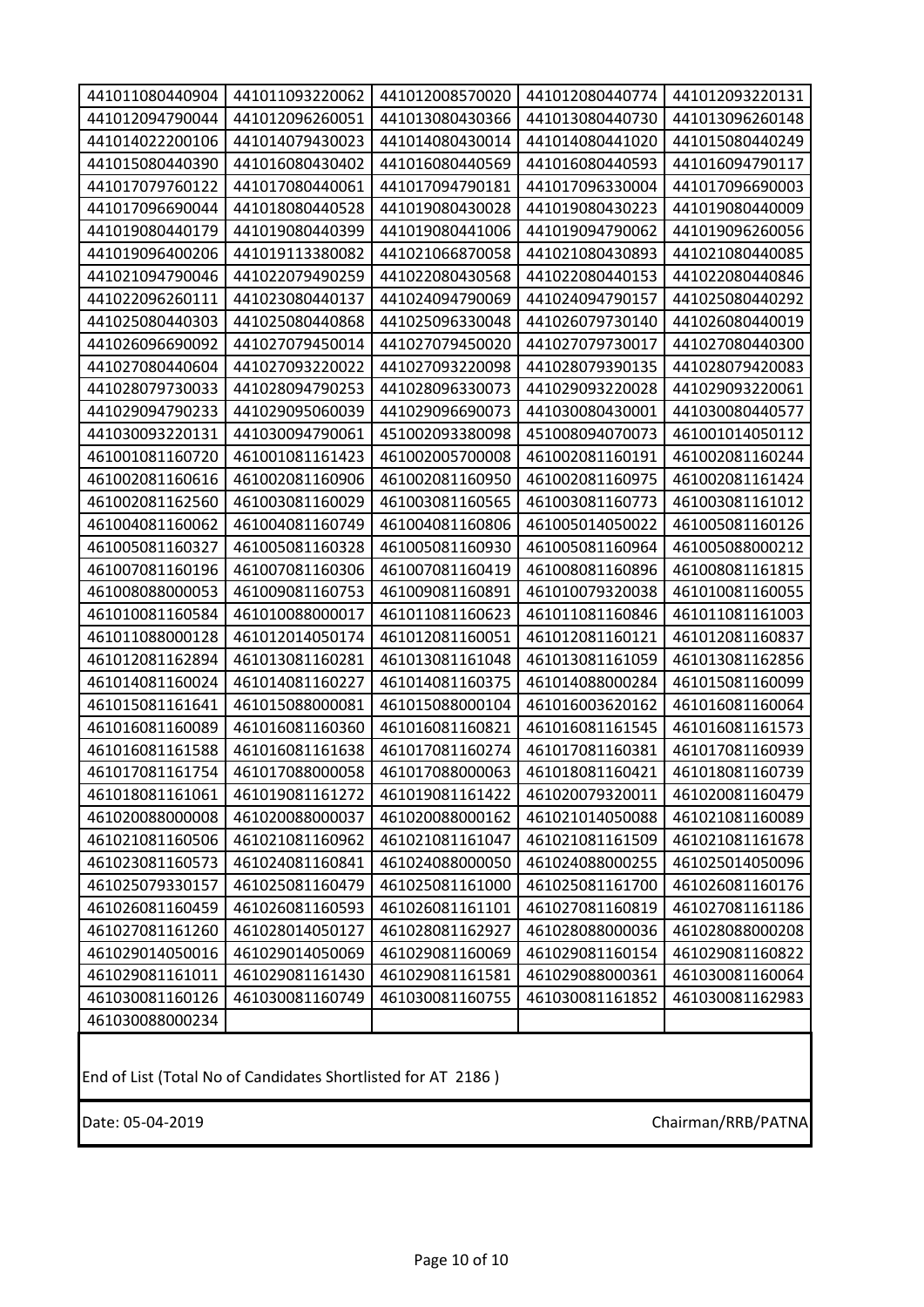| | | | | |
|---|---|---|---|---|
| 441011080440904 | 441011093220062 | 441012008570020 | 441012080440774 | 441012093220131 |
| 441012094790044 | 441012096260051 | 441013080430366 | 441013080440730 | 441013096260148 |
| 441014022200106 | 441014079430023 | 441014080430014 | 441014080441020 | 441015080440249 |
| 441015080440390 | 441016080430402 | 441016080440569 | 441016080440593 | 441016094790117 |
| 441017079760122 | 441017080440061 | 441017094790181 | 441017096330004 | 441017096690003 |
| 441017096690044 | 441018080440528 | 441019080430028 | 441019080430223 | 441019080440009 |
| 441019080440179 | 441019080440399 | 441019080441006 | 441019094790062 | 441019096260056 |
| 441019096400206 | 441019113380082 | 441021066870058 | 441021080430893 | 441021080440085 |
| 441021094790046 | 441022079490259 | 441022080430568 | 441022080440153 | 441022080440846 |
| 441022096260111 | 441023080440137 | 441024094790069 | 441024094790157 | 441025080440292 |
| 441025080440303 | 441025080440868 | 441025096330048 | 441026079730140 | 441026080440019 |
| 441026096690092 | 441027079450014 | 441027079450020 | 441027079730017 | 441027080440300 |
| 441027080440604 | 441027093220022 | 441027093220098 | 441028079390135 | 441028079420083 |
| 441028079730033 | 441028094790253 | 441028096330073 | 441029093220028 | 441029093220061 |
| 441029094790233 | 441029095060039 | 441029096690073 | 441030080430001 | 441030080440577 |
| 441030093220131 | 441030094790061 | 451002093380098 | 451008094070073 | 461001014050112 |
| 461001081160720 | 461001081161423 | 461002005700008 | 461002081160191 | 461002081160244 |
| 461002081160616 | 461002081160906 | 461002081160950 | 461002081160975 | 461002081161424 |
| 461002081162560 | 461003081160029 | 461003081160565 | 461003081160773 | 461003081161012 |
| 461004081160062 | 461004081160749 | 461004081160806 | 461005014050022 | 461005081160126 |
| 461005081160327 | 461005081160328 | 461005081160930 | 461005081160964 | 461005088000212 |
| 461007081160196 | 461007081160306 | 461007081160419 | 461008081160896 | 461008081161815 |
| 461008088000053 | 461009081160753 | 461009081160891 | 461010079320038 | 461010081160055 |
| 461010081160584 | 461010088000017 | 461011081160623 | 461011081160846 | 461011081161003 |
| 461011088000128 | 461012014050174 | 461012081160051 | 461012081160121 | 461012081160837 |
| 461012081162894 | 461013081160281 | 461013081161048 | 461013081161059 | 461013081162856 |
| 461014081160024 | 461014081160227 | 461014081160375 | 461014088000284 | 461015081160099 |
| 461015081161641 | 461015088000081 | 461015088000104 | 461016003620162 | 461016081160064 |
| 461016081160089 | 461016081160360 | 461016081160821 | 461016081161545 | 461016081161573 |
| 461016081161588 | 461016081161638 | 461017081160274 | 461017081160381 | 461017081160939 |
| 461017081161754 | 461017088000058 | 461017088000063 | 461018081160421 | 461018081160739 |
| 461018081161061 | 461019081161272 | 461019081161422 | 461020079320011 | 461020081160479 |
| 461020088000008 | 461020088000037 | 461020088000162 | 461021014050088 | 461021081160089 |
| 461021081160506 | 461021081160962 | 461021081161047 | 461021081161509 | 461021081161678 |
| 461023081160573 | 461024081160841 | 461024088000050 | 461024088000255 | 461025014050096 |
| 461025079330157 | 461025081160479 | 461025081161000 | 461025081161700 | 461026081160176 |
| 461026081160459 | 461026081160593 | 461026081161101 | 461027081160819 | 461027081161186 |
| 461027081161260 | 461028014050127 | 461028081162927 | 461028088000036 | 461028088000208 |
| 461029014050016 | 461029014050069 | 461029081160069 | 461029081160154 | 461029081160822 |
| 461029081161011 | 461029081161430 | 461029081161581 | 461029088000361 | 461030081160064 |
| 461030081160126 | 461030081160749 | 461030081160755 | 461030081161852 | 461030081162983 |
| 461030088000234 | | | | |

End of List (Total No of Candidates Shortlisted for AT 2186 )

Date: 05-04-2019

Chairman/RRB/PATNA